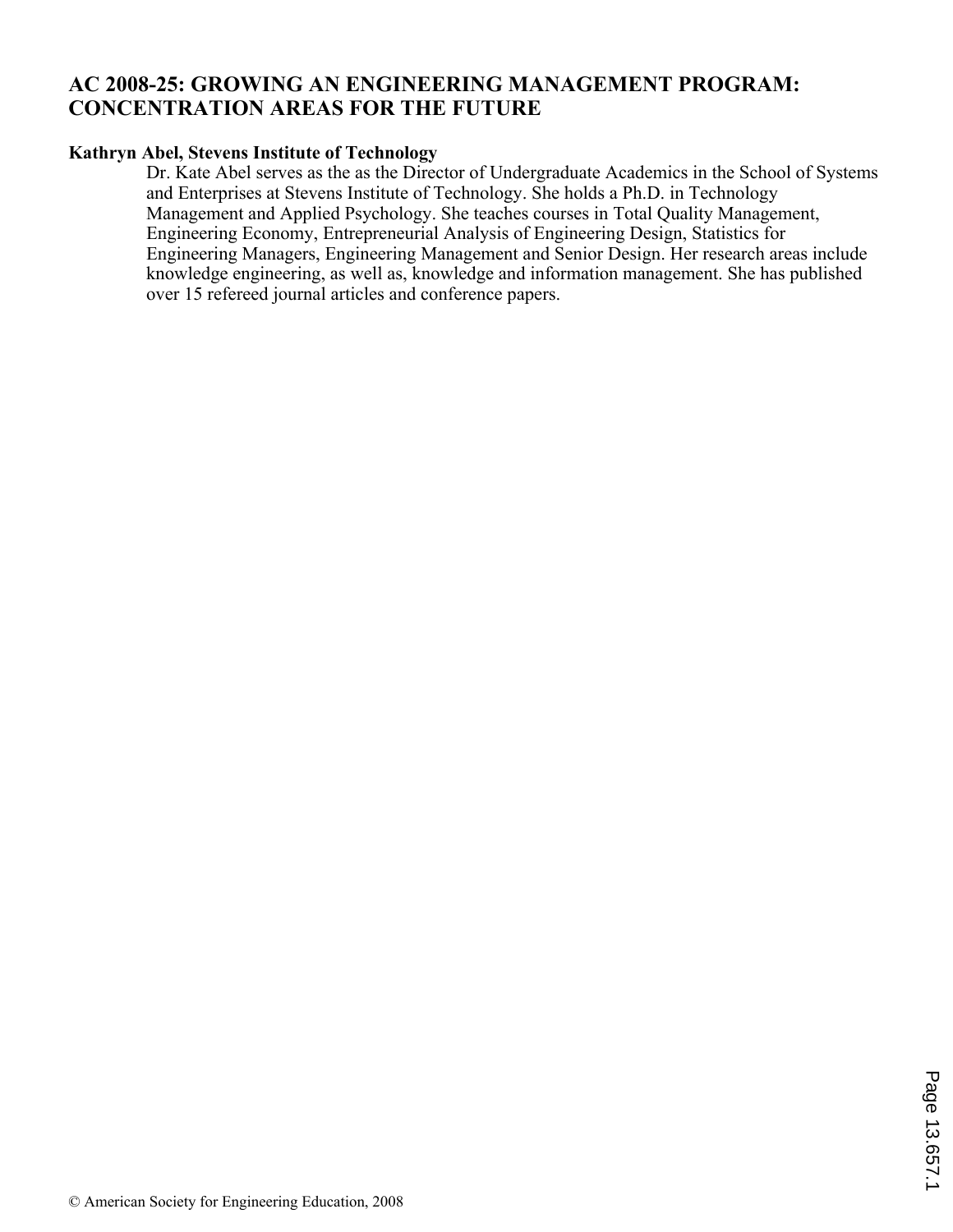# AC 2008-25: GROWING AN ENGINEERING MANAGEMENT PROGRAM: CONCENTRATION AREAS FOR THE FUTURE

**Kathryn Abel, Stevens Institute of Technology**

Dr. Kate Abel serves as the as the Director of Undergraduate Academics in the School of Systems and Enterprises at Stevens Institute of Technology. She holds a Ph.D. in Technology Management and Applied Psychology. She teaches courses in Total Quality Management, Engineering Economy, Entrepreneurial Analysis of Engineering Design, Statistics for Engineering Managers, Engineering Management and Senior Design. Her research areas include knowledge engineering, as well as, knowledge and information management. She has published over 15 refereed journal articles and conference papers.

© American Society for Engineering Education, 2008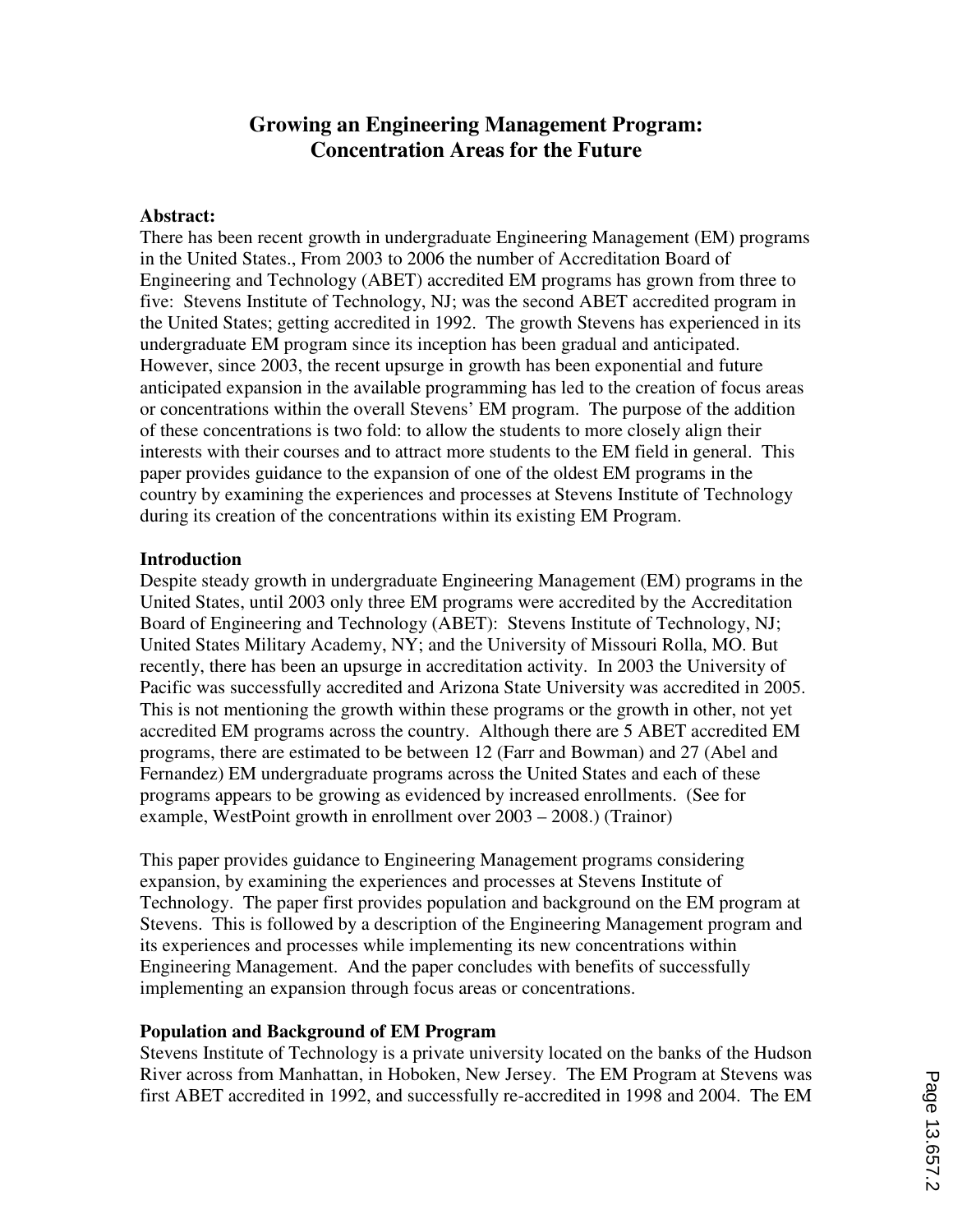# Growing an Engineering Management Program: Concentration Areas for the Future

**Abstract:**

There has been recent growth in undergraduate Engineering Management (EM) programs in the United States., From 2003 to 2006 the number of Accreditation Board of Engineering and Technology (ABET) accredited EM programs has grown from three to five: Stevens Institute of Technology, NJ; was the second ABET accredited program in the United States; getting accredited in 1992. The growth Stevens has experienced in its undergraduate EM program since its inception has been gradual and anticipated. However, since 2003, the recent upsurge in growth has been exponential and future anticipated expansion in the available programming has led to the creation of focus areas or concentrations within the overall Stevens' EM program. The purpose of the addition of these concentrations is two fold: to allow the students to more closely align their interests with their courses and to attract more students to the EM field in general. This paper provides guidance to the expansion of one of the oldest EM programs in the country by examining the experiences and processes at Stevens Institute of Technology during its creation of the concentrations within its existing EM Program.

**Introduction**

Despite steady growth in undergraduate Engineering Management (EM) programs in the United States, until 2003 only three EM programs were accredited by the Accreditation Board of Engineering and Technology (ABET): Stevens Institute of Technology, NJ; United States Military Academy, NY; and the University of Missouri Rolla, MO. But recently, there has been an upsurge in accreditation activity. In 2003 the University of Pacific was successfully accredited and Arizona State University was accredited in 2005. This is not mentioning the growth within these programs or the growth in other, not yet accredited EM programs across the country. Although there are 5 ABET accredited EM programs, there are estimated to be between 12 (Farr and Bowman) and 27 (Abel and Fernandez) EM undergraduate programs across the United States and each of these programs appears to be growing as evidenced by increased enrollments. (See for example, WestPoint growth in enrollment over 2003 – 2008.) (Trainor)

This paper provides guidance to Engineering Management programs considering expansion, by examining the experiences and processes at Stevens Institute of Technology. The paper first provides population and background on the EM program at Stevens. This is followed by a description of the Engineering Management program and its experiences and processes while implementing its new concentrations within Engineering Management. And the paper concludes with benefits of successfully implementing an expansion through focus areas or concentrations.

**Population and Background of EM Program**

Stevens Institute of Technology is a private university located on the banks of the Hudson River across from Manhattan, in Hoboken, New Jersey. The EM Program at Stevens was first ABET accredited in 1992, and successfully re-accredited in 1998 and 2004. The EM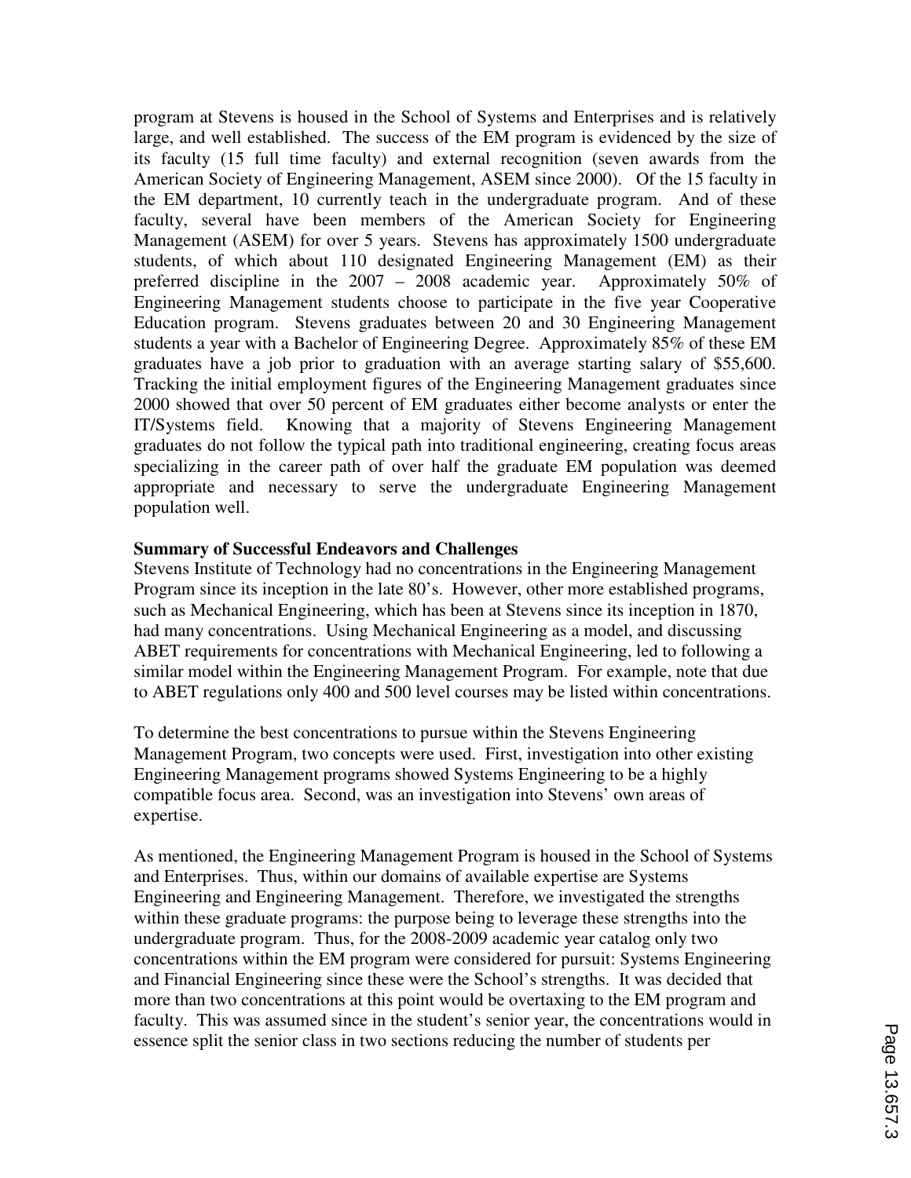program at Stevens is housed in the School of Systems and Enterprises and is relatively large, and well established. The success of the EM program is evidenced by the size of its faculty (15 full time faculty) and external recognition (seven awards from the American Society of Engineering Management, ASEM since 2000). Of the 15 faculty in the EM department, 10 currently teach in the undergraduate program. And of these faculty, several have been members of the American Society for Engineering Management (ASEM) for over 5 years. Stevens has approximately 1500 undergraduate students, of which about 110 designated Engineering Management (EM) as their preferred discipline in the 2007 – 2008 academic year. Approximately 50% of Engineering Management students choose to participate in the five year Cooperative Education program. Stevens graduates between 20 and 30 Engineering Management students a year with a Bachelor of Engineering Degree. Approximately 85% of these EM graduates have a job prior to graduation with an average starting salary of $55,600. Tracking the initial employment figures of the Engineering Management graduates since 2000 showed that over 50 percent of EM graduates either become analysts or enter the IT/Systems field. Knowing that a majority of Stevens Engineering Management graduates do not follow the typical path into traditional engineering, creating focus areas specializing in the career path of over half the graduate EM population was deemed appropriate and necessary to serve the undergraduate Engineering Management population well.

**Summary of Successful Endeavors and Challenges**

Stevens Institute of Technology had no concentrations in the Engineering Management Program since its inception in the late 80's. However, other more established programs, such as Mechanical Engineering, which has been at Stevens since its inception in 1870, had many concentrations. Using Mechanical Engineering as a model, and discussing ABET requirements for concentrations with Mechanical Engineering, led to following a similar model within the Engineering Management Program. For example, note that due to ABET regulations only 400 and 500 level courses may be listed within concentrations.

To determine the best concentrations to pursue within the Stevens Engineering Management Program, two concepts were used. First, investigation into other existing Engineering Management programs showed Systems Engineering to be a highly compatible focus area. Second, was an investigation into Stevens' own areas of expertise.

As mentioned, the Engineering Management Program is housed in the School of Systems and Enterprises. Thus, within our domains of available expertise are Systems Engineering and Engineering Management. Therefore, we investigated the strengths within these graduate programs: the purpose being to leverage these strengths into the undergraduate program. Thus, for the 2008-2009 academic year catalog only two concentrations within the EM program were considered for pursuit: Systems Engineering and Financial Engineering since these were the School's strengths. It was decided that more than two concentrations at this point would be overtaxing to the EM program and faculty. This was assumed since in the student's senior year, the concentrations would in essence split the senior class in two sections reducing the number of students per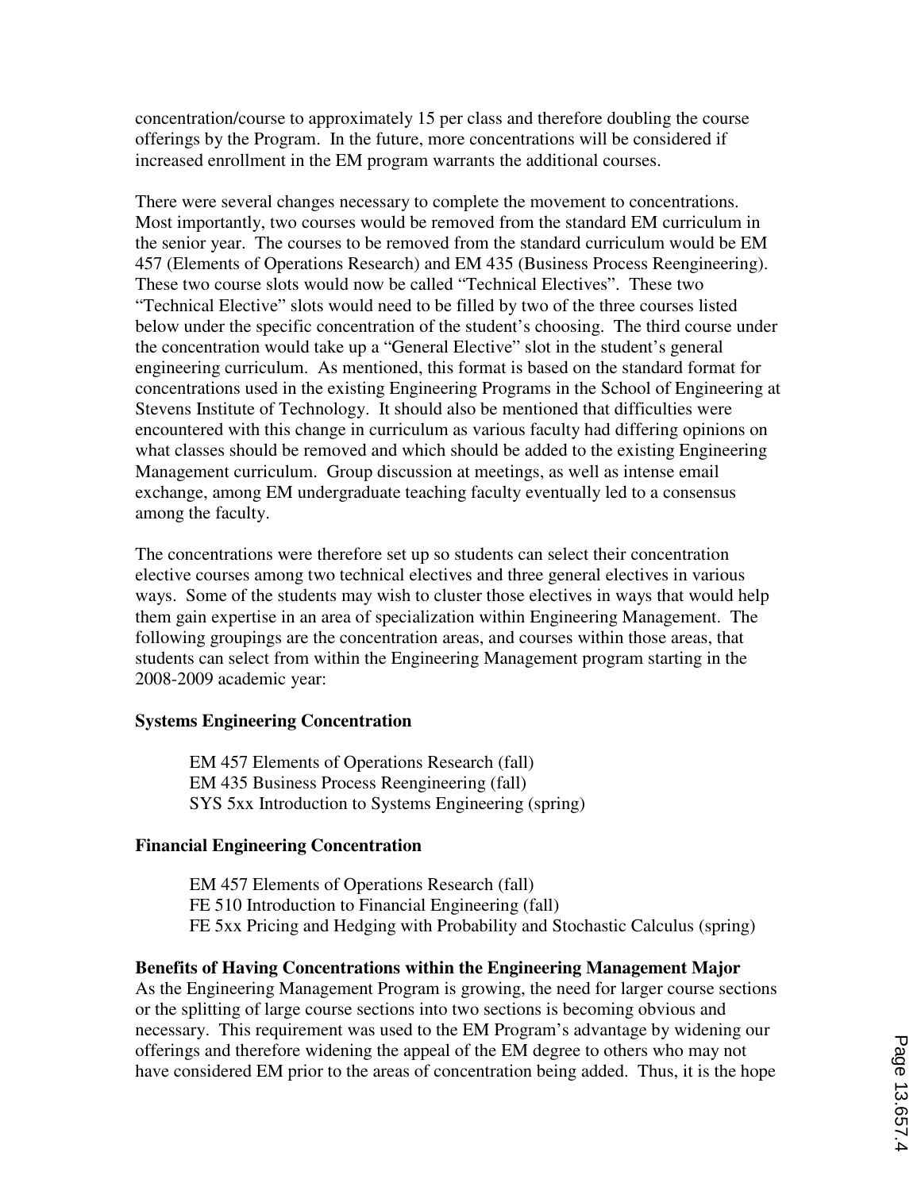concentration/course to approximately 15 per class and therefore doubling the course offerings by the Program. In the future, more concentrations will be considered if increased enrollment in the EM program warrants the additional courses.

There were several changes necessary to complete the movement to concentrations. Most importantly, two courses would be removed from the standard EM curriculum in the senior year. The courses to be removed from the standard curriculum would be EM 457 (Elements of Operations Research) and EM 435 (Business Process Reengineering). These two course slots would now be called "Technical Electives". These two "Technical Elective" slots would need to be filled by two of the three courses listed below under the specific concentration of the student's choosing. The third course under the concentration would take up a "General Elective" slot in the student's general engineering curriculum. As mentioned, this format is based on the standard format for concentrations used in the existing Engineering Programs in the School of Engineering at Stevens Institute of Technology. It should also be mentioned that difficulties were encountered with this change in curriculum as various faculty had differing opinions on what classes should be removed and which should be added to the existing Engineering Management curriculum. Group discussion at meetings, as well as intense email exchange, among EM undergraduate teaching faculty eventually led to a consensus among the faculty.

The concentrations were therefore set up so students can select their concentration elective courses among two technical electives and three general electives in various ways. Some of the students may wish to cluster those electives in ways that would help them gain expertise in an area of specialization within Engineering Management. The following groupings are the concentration areas, and courses within those areas, that students can select from within the Engineering Management program starting in the 2008-2009 academic year:

**Systems Engineering Concentration**

EM 457 Elements of Operations Research (fall)
EM 435 Business Process Reengineering (fall)
SYS 5xx Introduction to Systems Engineering (spring)

**Financial Engineering Concentration**

EM 457 Elements of Operations Research (fall)
FE 510 Introduction to Financial Engineering (fall)
FE 5xx Pricing and Hedging with Probability and Stochastic Calculus (spring)

**Benefits of Having Concentrations within the Engineering Management Major**

As the Engineering Management Program is growing, the need for larger course sections or the splitting of large course sections into two sections is becoming obvious and necessary. This requirement was used to the EM Program's advantage by widening our offerings and therefore widening the appeal of the EM degree to others who may not have considered EM prior to the areas of concentration being added. Thus, it is the hope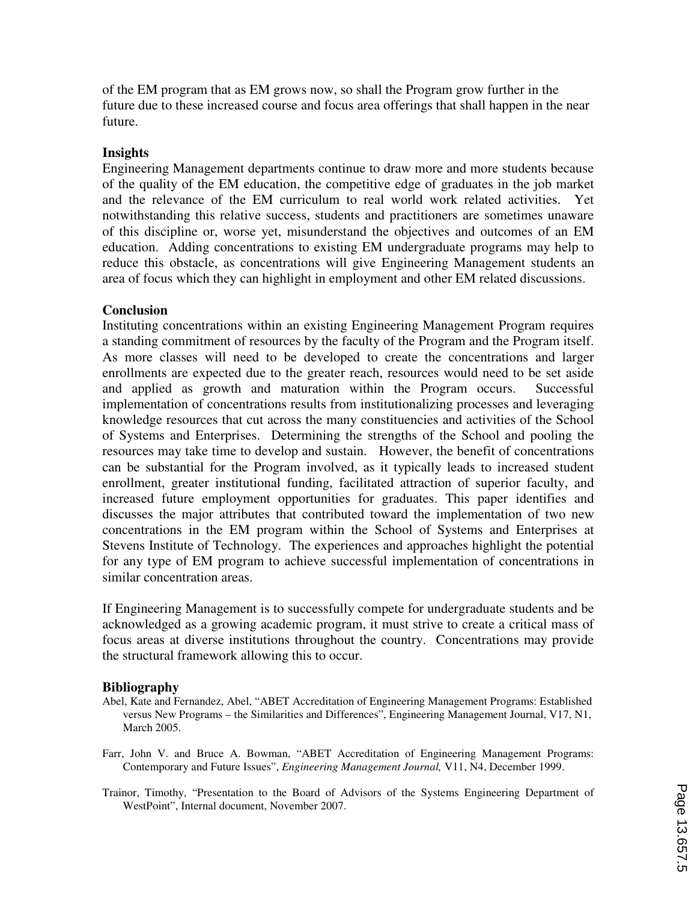of the EM program that as EM grows now, so shall the Program grow further in the future due to these increased course and focus area offerings that shall happen in the near future.

### Insights

Engineering Management departments continue to draw more and more students because of the quality of the EM education, the competitive edge of graduates in the job market and the relevance of the EM curriculum to real world work related activities. Yet notwithstanding this relative success, students and practitioners are sometimes unaware of this discipline or, worse yet, misunderstand the objectives and outcomes of an EM education. Adding concentrations to existing EM undergraduate programs may help to reduce this obstacle, as concentrations will give Engineering Management students an area of focus which they can highlight in employment and other EM related discussions.

### Conclusion

Instituting concentrations within an existing Engineering Management Program requires a standing commitment of resources by the faculty of the Program and the Program itself. As more classes will need to be developed to create the concentrations and larger enrollments are expected due to the greater reach, resources would need to be set aside and applied as growth and maturation within the Program occurs. Successful implementation of concentrations results from institutionalizing processes and leveraging knowledge resources that cut across the many constituencies and activities of the School of Systems and Enterprises. Determining the strengths of the School and pooling the resources may take time to develop and sustain. However, the benefit of concentrations can be substantial for the Program involved, as it typically leads to increased student enrollment, greater institutional funding, facilitated attraction of superior faculty, and increased future employment opportunities for graduates. This paper identifies and discusses the major attributes that contributed toward the implementation of two new concentrations in the EM program within the School of Systems and Enterprises at Stevens Institute of Technology. The experiences and approaches highlight the potential for any type of EM program to achieve successful implementation of concentrations in similar concentration areas.

If Engineering Management is to successfully compete for undergraduate students and be acknowledged as a growing academic program, it must strive to create a critical mass of focus areas at diverse institutions throughout the country. Concentrations may provide the structural framework allowing this to occur.

### Bibliography

Abel, Kate and Fernandez, Abel, "ABET Accreditation of Engineering Management Programs: Established versus New Programs – the Similarities and Differences", Engineering Management Journal, V17, N1, March 2005.

Farr, John V. and Bruce A. Bowman, "ABET Accreditation of Engineering Management Programs: Contemporary and Future Issues", *Engineering Management Journal,* V11, N4, December 1999.

Trainor, Timothy, "Presentation to the Board of Advisors of the Systems Engineering Department of WestPoint", Internal document, November 2007.